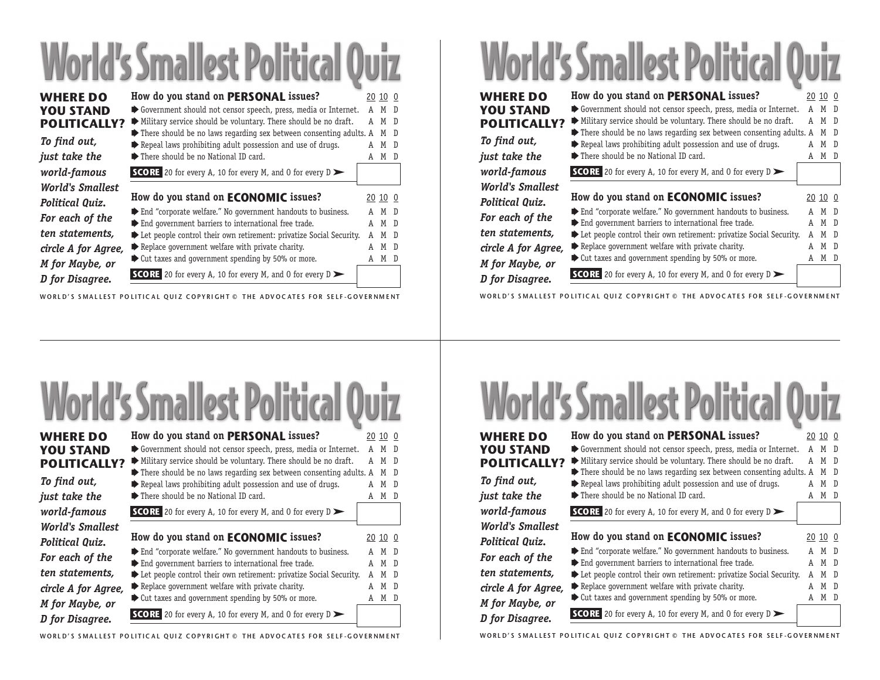# World's Smallest Political Quiz

**WHERE DO YOU STAND POLITICALLY?**

***To find out, just take the world-famous World's Smallest Political Quiz. For each of the ten statements, circle A for Agree, M for Maybe, or D for Disagree.***

| How do you stand on **PERSONAL** issues? | 20 | 10 | 0 |
|---|---|---|---|
| Government should not censor speech, press, media or Internet. | A | M | D |
| Military service should be voluntary. There should be no draft. | A | M | D |
| There should be no laws regarding sex between consenting adults. | A | M | D |
| Repeal laws prohibiting adult possession and use of drugs. | A | M | D |
| There should be no National ID card. | A | M | D |

**SCORE** 20 for every A, 10 for every M, and 0 for every D ➤

| How do you stand on **ECONOMIC** issues? | 20 | 10 | 0 |
|---|---|---|---|
| End "corporate welfare." No government handouts to business. | A | M | D |
| End government barriers to international free trade. | A | M | D |
| Let people control their own retirement: privatize Social Security. | A | M | D |
| Replace government welfare with private charity. | A | M | D |
| Cut taxes and government spending by 50% or more. | A | M | D |

**SCORE** 20 for every A, 10 for every M, and 0 for every D ➤

WORLD'S SMALLEST POLITICAL QUIZ COPYRIGHT © THE ADVOCATES FOR SELF-GOVERNMENT

# World's Smallest Political Quiz

**WHERE DO YOU STAND POLITICALLY?**

***To find out, just take the world-famous World's Smallest Political Quiz. For each of the ten statements, circle A for Agree, M for Maybe, or D for Disagree.***

| How do you stand on **PERSONAL** issues? | 20 | 10 | 0 |
|---|---|---|---|
| Government should not censor speech, press, media or Internet. | A | M | D |
| Military service should be voluntary. There should be no draft. | A | M | D |
| There should be no laws regarding sex between consenting adults. | A | M | D |
| Repeal laws prohibiting adult possession and use of drugs. | A | M | D |
| There should be no National ID card. | A | M | D |

**SCORE** 20 for every A, 10 for every M, and 0 for every D ➤

| How do you stand on **ECONOMIC** issues? | 20 | 10 | 0 |
|---|---|---|---|
| End "corporate welfare." No government handouts to business. | A | M | D |
| End government barriers to international free trade. | A | M | D |
| Let people control their own retirement: privatize Social Security. | A | M | D |
| Replace government welfare with private charity. | A | M | D |
| Cut taxes and government spending by 50% or more. | A | M | D |

**SCORE** 20 for every A, 10 for every M, and 0 for every D ➤

WORLD'S SMALLEST POLITICAL QUIZ COPYRIGHT © THE ADVOCATES FOR SELF-GOVERNMENT

# World's Smallest Political Quiz

**WHERE DO YOU STAND POLITICALLY?**

***To find out, just take the world-famous World's Smallest Political Quiz. For each of the ten statements, circle A for Agree, M for Maybe, or D for Disagree.***

| How do you stand on **PERSONAL** issues? | 20 | 10 | 0 |
|---|---|---|---|
| Government should not censor speech, press, media or Internet. | A | M | D |
| Military service should be voluntary. There should be no draft. | A | M | D |
| There should be no laws regarding sex between consenting adults. | A | M | D |
| Repeal laws prohibiting adult possession and use of drugs. | A | M | D |
| There should be no National ID card. | A | M | D |

**SCORE** 20 for every A, 10 for every M, and 0 for every D ➤

| How do you stand on **ECONOMIC** issues? | 20 | 10 | 0 |
|---|---|---|---|
| End "corporate welfare." No government handouts to business. | A | M | D |
| End government barriers to international free trade. | A | M | D |
| Let people control their own retirement: privatize Social Security. | A | M | D |
| Replace government welfare with private charity. | A | M | D |
| Cut taxes and government spending by 50% or more. | A | M | D |

**SCORE** 20 for every A, 10 for every M, and 0 for every D ➤

WORLD'S SMALLEST POLITICAL QUIZ COPYRIGHT © THE ADVOCATES FOR SELF-GOVERNMENT

# World's Smallest Political Quiz

**WHERE DO YOU STAND POLITICALLY?**

***To find out, just take the world-famous World's Smallest Political Quiz. For each of the ten statements, circle A for Agree, M for Maybe, or D for Disagree.***

| How do you stand on **PERSONAL** issues? | 20 | 10 | 0 |
|---|---|---|---|
| Government should not censor speech, press, media or Internet. | A | M | D |
| Military service should be voluntary. There should be no draft. | A | M | D |
| There should be no laws regarding sex between consenting adults. | A | M | D |
| Repeal laws prohibiting adult possession and use of drugs. | A | M | D |
| There should be no National ID card. | A | M | D |

**SCORE** 20 for every A, 10 for every M, and 0 for every D ➤

| How do you stand on **ECONOMIC** issues? | 20 | 10 | 0 |
|---|---|---|---|
| End "corporate welfare." No government handouts to business. | A | M | D |
| End government barriers to international free trade. | A | M | D |
| Let people control their own retirement: privatize Social Security. | A | M | D |
| Replace government welfare with private charity. | A | M | D |
| Cut taxes and government spending by 50% or more. | A | M | D |

**SCORE** 20 for every A, 10 for every M, and 0 for every D ➤

WORLD'S SMALLEST POLITICAL QUIZ COPYRIGHT © THE ADVOCATES FOR SELF-GOVERNMENT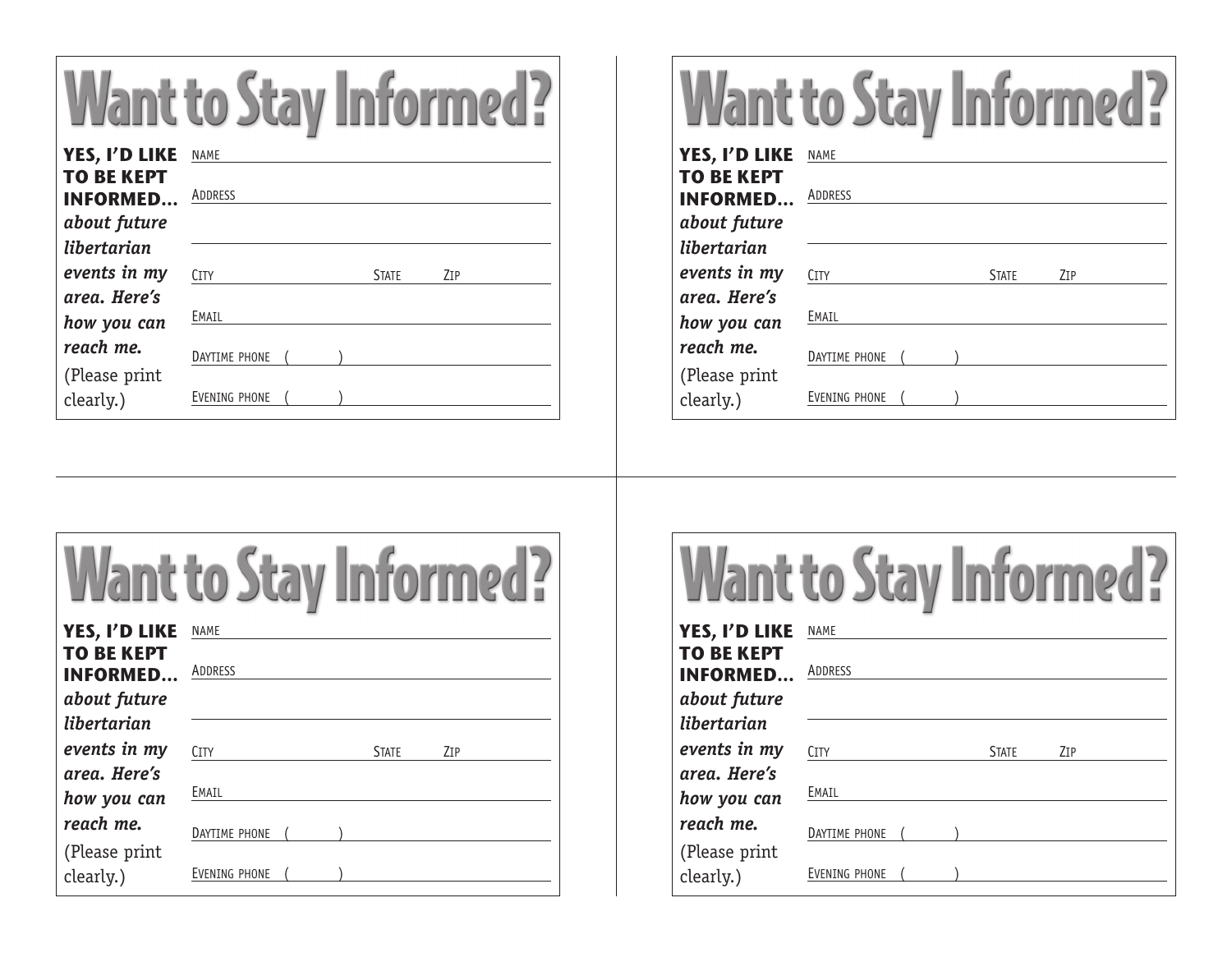# Want to Stay Informed?

**YES, I'D LIKE TO BE KEPT INFORMED…** ***about future libertarian events in my area. Here's how you can reach me.*** (Please print clearly.)

NAME

ADDRESS

CITY STATE ZIP

EMAIL

DAYTIME PHONE ( )

EVENING PHONE ( )

# Want to Stay Informed?

**YES, I'D LIKE TO BE KEPT INFORMED…** ***about future libertarian events in my area. Here's how you can reach me.*** (Please print clearly.)

NAME

ADDRESS

CITY STATE ZIP

EMAIL

DAYTIME PHONE ( )

EVENING PHONE ( )

# Want to Stay Informed?

**YES, I'D LIKE TO BE KEPT INFORMED…** ***about future libertarian events in my area. Here's how you can reach me.*** (Please print clearly.)

NAME

ADDRESS

CITY STATE ZIP

EMAIL

DAYTIME PHONE ( )

EVENING PHONE ( )

# Want to Stay Informed?

**YES, I'D LIKE TO BE KEPT INFORMED…** ***about future libertarian events in my area. Here's how you can reach me.*** (Please print clearly.)

NAME

ADDRESS

CITY STATE ZIP

EMAIL

DAYTIME PHONE ( )

EVENING PHONE ( )